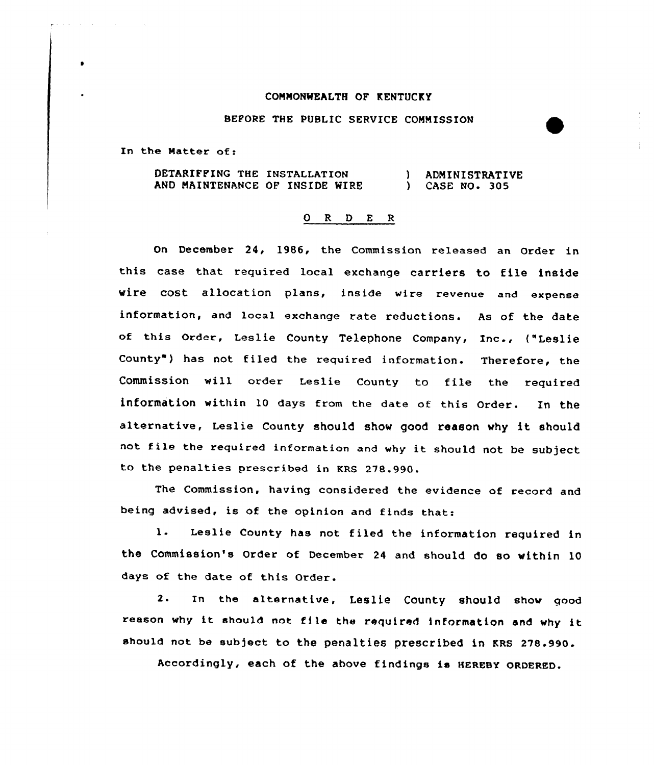COMMONWEALTH OF KENTUCKY

BEFORE THE PUBLIC SERVICE COMMISSION

In the Matter of:

DETARIFFING THE INSTALLATION AND MAINTENANCE OF INSIDE WIRE ) ADMINISTRATIVE ) CASE NO. 305

## O R D E R

On December 24, 1986, the Commission released an Order in this case that required local exchange carriers to file inside wire cost allocation plans, inside wire revenue and expense information, and local exchange rate reductions. As of the date of this Order, Leslie County Telephone Company, Inc., ("Leslie County") has not filed the required information. Therefore, the Commission will order Leslie County to file the required information within 10 days from the date of this Order. In the alternative, Leslie County should show good reason why it should not file the required information and why it should not be subject to the penalties prescribed in KRS 278.990.

The Commission, having considered the evidence of record and being advised, is of the opinion and finds that:

1. Leslie County has not filed the information required in the Commission's Order of December 24 and should do so within 10 days of the date of this Order.

2. In the alternative, Leslie County should show good reason why it should not file the required information and why it should not be subject to the penalties prescribed in KRS 278.990.

Accordingly, each of the above findings is HEREBY ORDERED.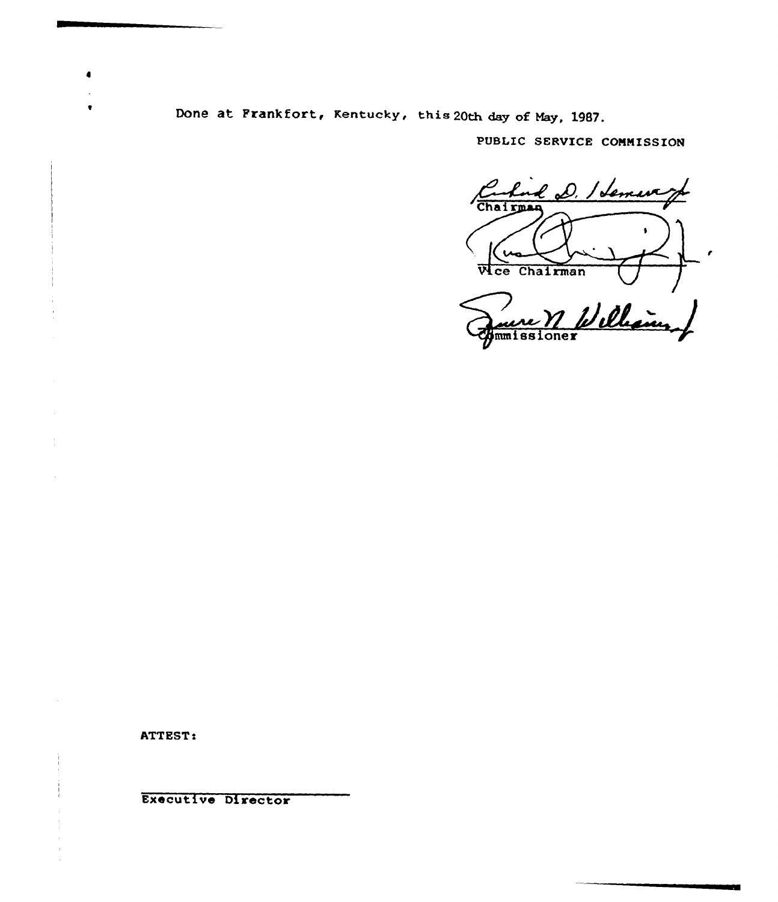Done at Frankfort, Kentucky, this 20th day of May, 1987.

PUBLIC SERVICE COMMISSION

Chairman

Vice Chairman

Commissioner

ATTEST:

Executive Director